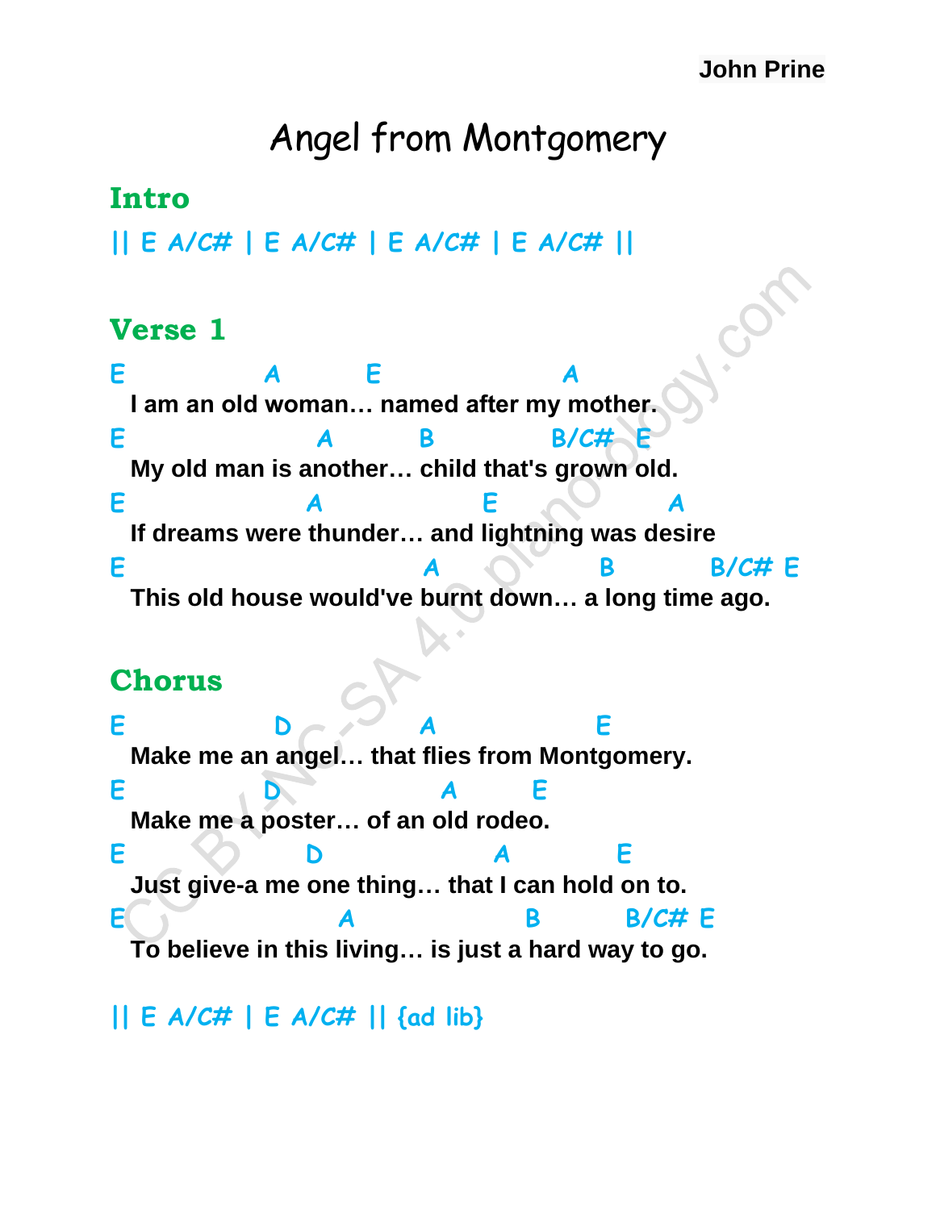John Prine

# Angel from Montgomery

## Intro

```
|| E A/C# | E A/C# | E A/C# | E A/C# ||
```

## Verse 1

```
E              A         E                  A
  I am an old woman… named after my mother.
E                   A         B            B/C#  E
  My old man is another… child that's grown old.
E                   A                E          A
  If dreams were thunder… and lightning was desire
E                              A              B         B/C# E
  This old house would've burnt down… a long time ago.
```

## Chorus

```
E               D            A               E
  Make me an angel… that flies from Montgomery.
E               D                 A        E
  Make me a poster… of an old rodeo.
E                  D                  A          E
  Just give-a me one thing… that I can hold on to.
E                     A                 B         B/C# E
  To believe in this living… is just a hard way to go.
```

```
|| E A/C# | E A/C# || {ad lib}
```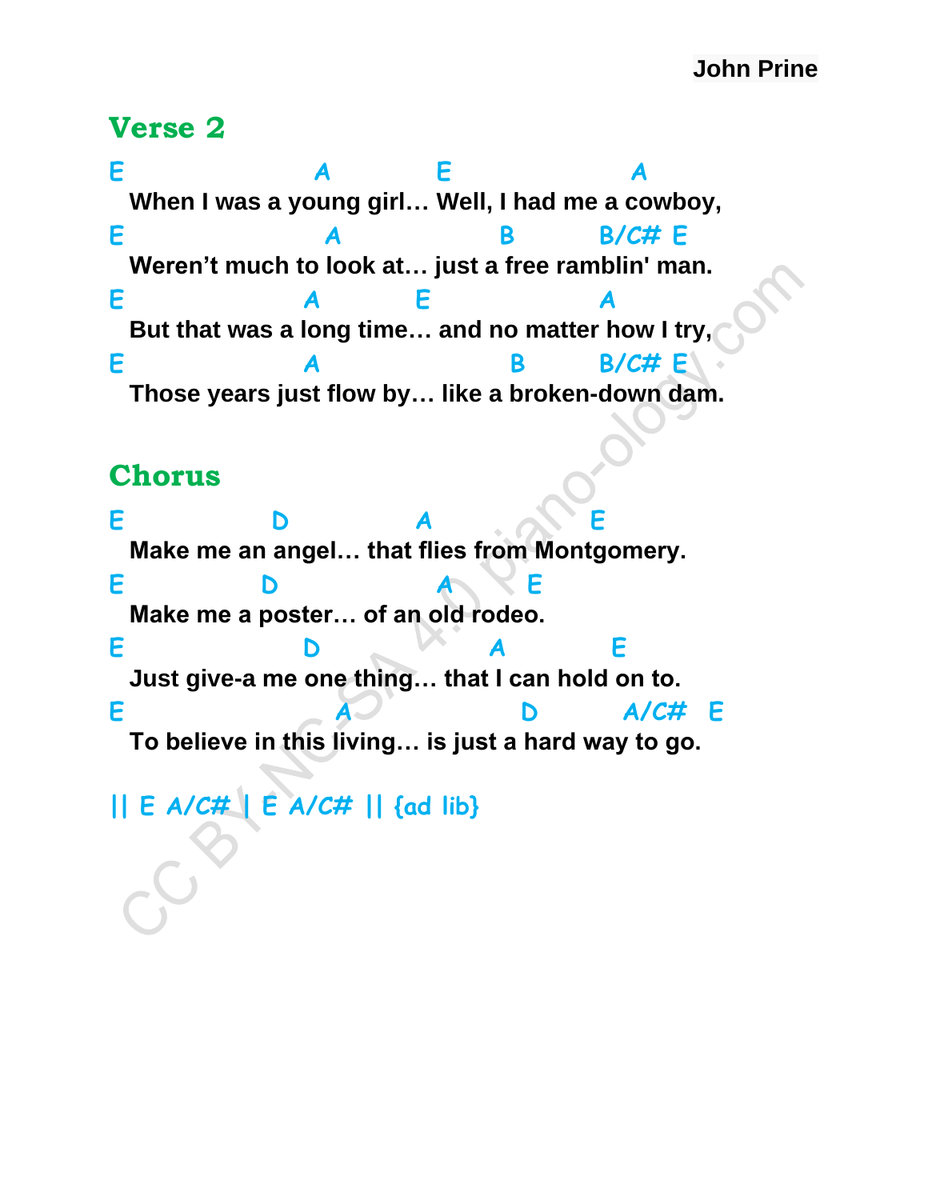## Verse 2

```
E                    A           E                  A
   When I was a young girl… Well, I had me a cowboy,
E                     A                B          B/C# E
   Weren't much to look at… just a free ramblin' man.
E                   A          E                A
   But that was a long time… and no matter how I try,
E                   A                   B         B/C# E
   Those years just flow by… like a broken-down dam.
```

## Chorus

```
E               D             A              E
   Make me an angel… that flies from Montgomery.
E              D                A        E
   Make me a poster… of an old rodeo.
E                    D                A           E
   Just give-a me one thing… that I can hold on to.
E                      A                  D         A/C#   E
   To believe in this living… is just a hard way to go.
```

|| E A/C# | E A/C# || {ad lib}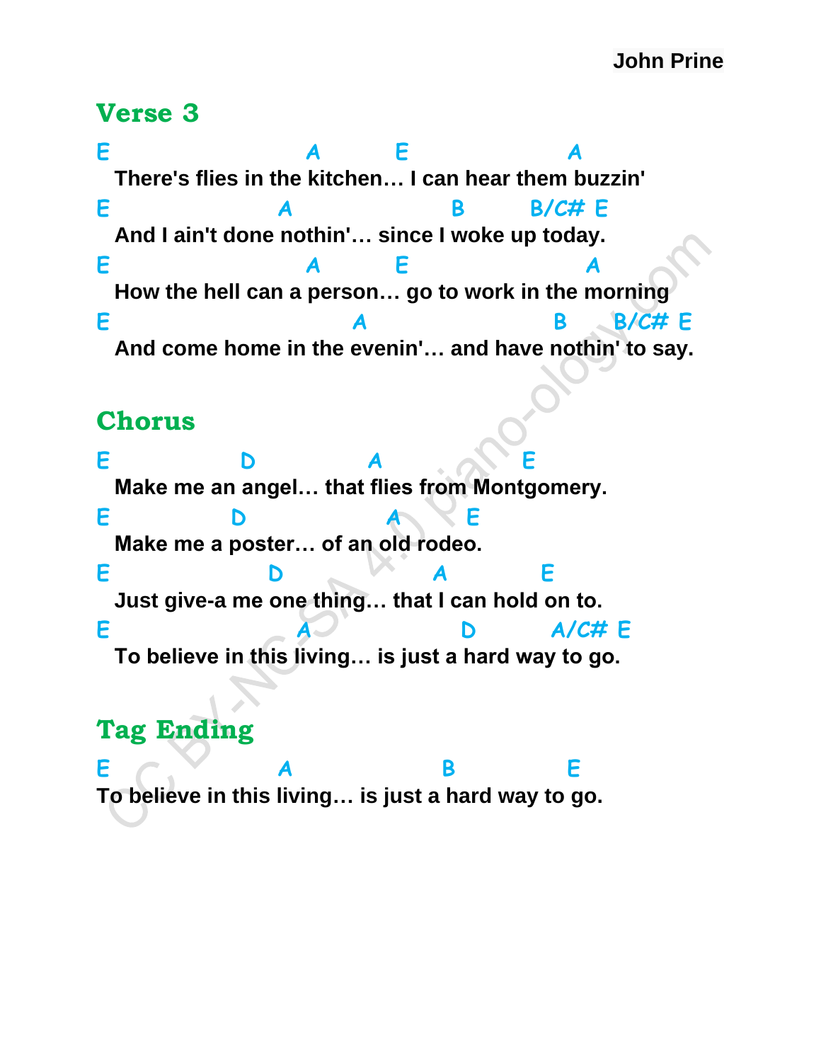## Verse 3

```
E                    A        E                 A
  There's flies in the kitchen… I can hear them buzzin'
E                 A                 B       B/C# E
  And I ain't done nothin'… since I woke up today.
E                    A        E                  A
  How the hell can a person… go to work in the morning
E                         A                  B     B/C# E
  And come home in the evenin'… and have nothin' to say.
```

## Chorus

```
E             D           A            E
  Make me an angel… that flies from Montgomery.
E            D             A     E
  Make me a poster… of an old rodeo.
E                D             A        E
  Just give-a me one thing… that I can hold on to.
E                   A               D       A/C# E
  To believe in this living… is just a hard way to go.
```

## Tag Ending

```
E                 A               B            E
To believe in this living… is just a hard way to go.
```